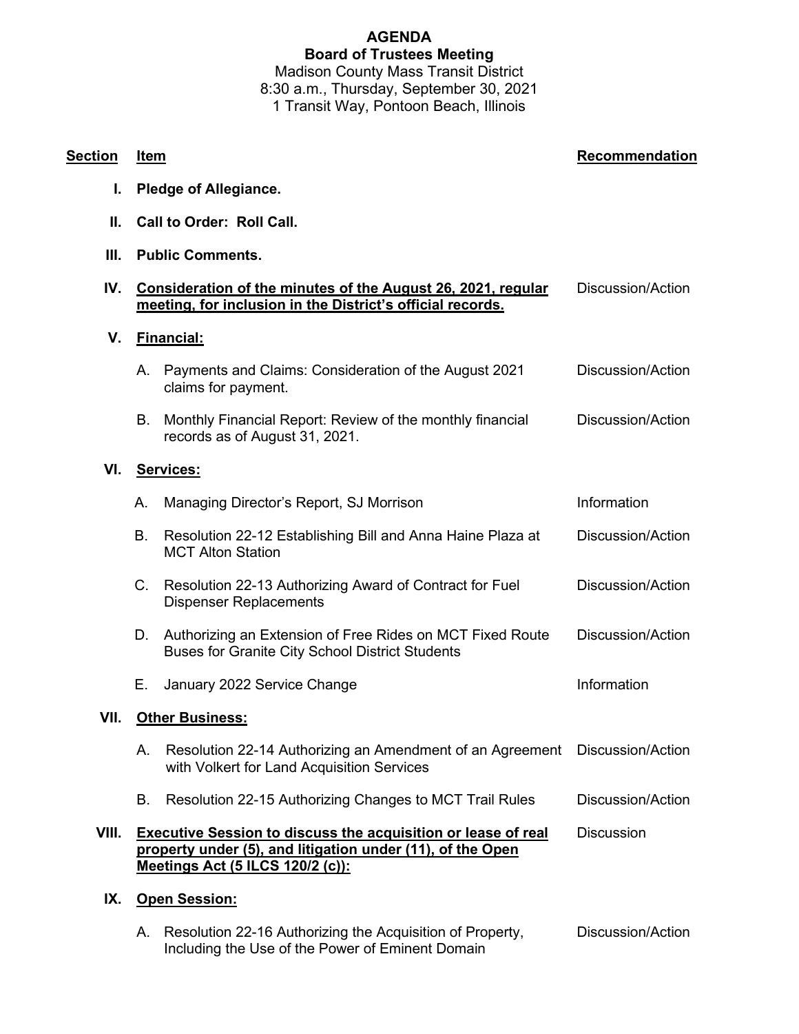# AGENDA

## Board of Trustees Meeting

Madison County Mass Transit District
8:30 a.m., Thursday, September 30, 2021
1 Transit Way, Pontoon Beach, Illinois

| Section | Item | Recommendation |
|---|---|---|
| I. | **Pledge of Allegiance.** | |
| II. | **Call to Order: Roll Call.** | |
| III. | **Public Comments.** | |
| IV. | **Consideration of the minutes of the August 26, 2021, regular meeting, for inclusion in the District's official records.** | Discussion/Action |
| V. | **Financial:** | |
| | A. Payments and Claims: Consideration of the August 2021 claims for payment. | Discussion/Action |
| | B. Monthly Financial Report: Review of the monthly financial records as of August 31, 2021. | Discussion/Action |
| VI. | **Services:** | |
| | A. Managing Director's Report, SJ Morrison | Information |
| | B. Resolution 22-12 Establishing Bill and Anna Haine Plaza at MCT Alton Station | Discussion/Action |
| | C. Resolution 22-13 Authorizing Award of Contract for Fuel Dispenser Replacements | Discussion/Action |
| | D. Authorizing an Extension of Free Rides on MCT Fixed Route Buses for Granite City School District Students | Discussion/Action |
| | E. January 2022 Service Change | Information |
| VII. | **Other Business:** | |
| | A. Resolution 22-14 Authorizing an Amendment of an Agreement with Volkert for Land Acquisition Services | Discussion/Action |
| | B. Resolution 22-15 Authorizing Changes to MCT Trail Rules | Discussion/Action |
| VIII. | **Executive Session to discuss the acquisition or lease of real property under (5), and litigation under (11), of the Open Meetings Act (5 ILCS 120/2 (c)):** | Discussion |
| IX. | **Open Session:** | |
| | A. Resolution 22-16 Authorizing the Acquisition of Property, Including the Use of the Power of Eminent Domain | Discussion/Action |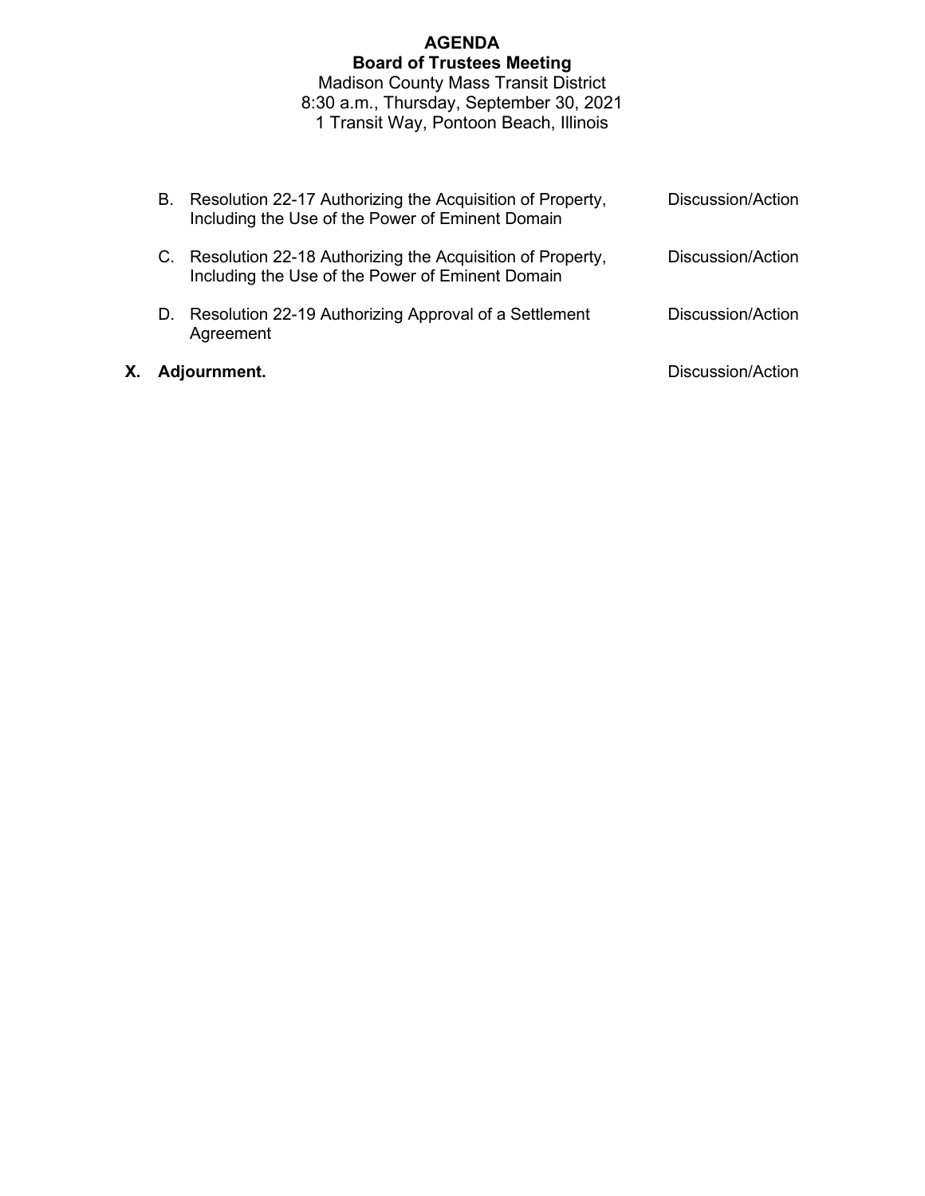**AGENDA**
**Board of Trustees Meeting**
Madison County Mass Transit District
8:30 a.m., Thursday, September 30, 2021
1 Transit Way, Pontoon Beach, Illinois

B. Resolution 22-17 Authorizing the Acquisition of Property, Including the Use of the Power of Eminent Domain — Discussion/Action

C. Resolution 22-18 Authorizing the Acquisition of Property, Including the Use of the Power of Eminent Domain — Discussion/Action

D. Resolution 22-19 Authorizing Approval of a Settlement Agreement — Discussion/Action

**X. Adjournment.** — Discussion/Action